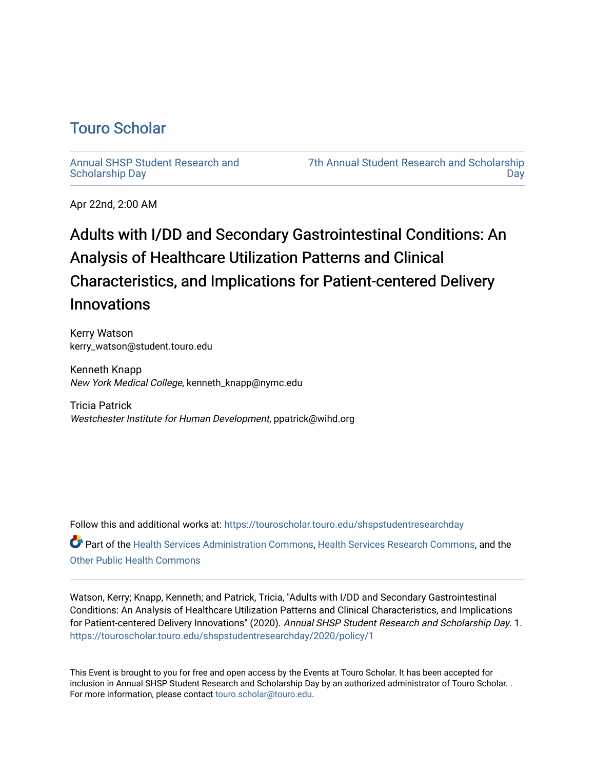# Touro Scholar

Annual SHSP Student Research and Scholarship Day

7th Annual Student Research and Scholarship Day

Apr 22nd, 2:00 AM

## Adults with I/DD and Secondary Gastrointestinal Conditions: An Analysis of Healthcare Utilization Patterns and Clinical Characteristics, and Implications for Patient-centered Delivery Innovations

Kerry Watson
kerry_watson@student.touro.edu

Kenneth Knapp
*New York Medical College*, kenneth_knapp@nymc.edu

Tricia Patrick
*Westchester Institute for Human Development*, ppatrick@wihd.org

Follow this and additional works at: https://touroscholar.touro.edu/shspstudentresearchday

Part of the Health Services Administration Commons, Health Services Research Commons, and the Other Public Health Commons

Watson, Kerry; Knapp, Kenneth; and Patrick, Tricia, "Adults with I/DD and Secondary Gastrointestinal Conditions: An Analysis of Healthcare Utilization Patterns and Clinical Characteristics, and Implications for Patient-centered Delivery Innovations" (2020). *Annual SHSP Student Research and Scholarship Day*. 1.
https://touroscholar.touro.edu/shspstudentresearchday/2020/policy/1

This Event is brought to you for free and open access by the Events at Touro Scholar. It has been accepted for inclusion in Annual SHSP Student Research and Scholarship Day by an authorized administrator of Touro Scholar. . For more information, please contact touro.scholar@touro.edu.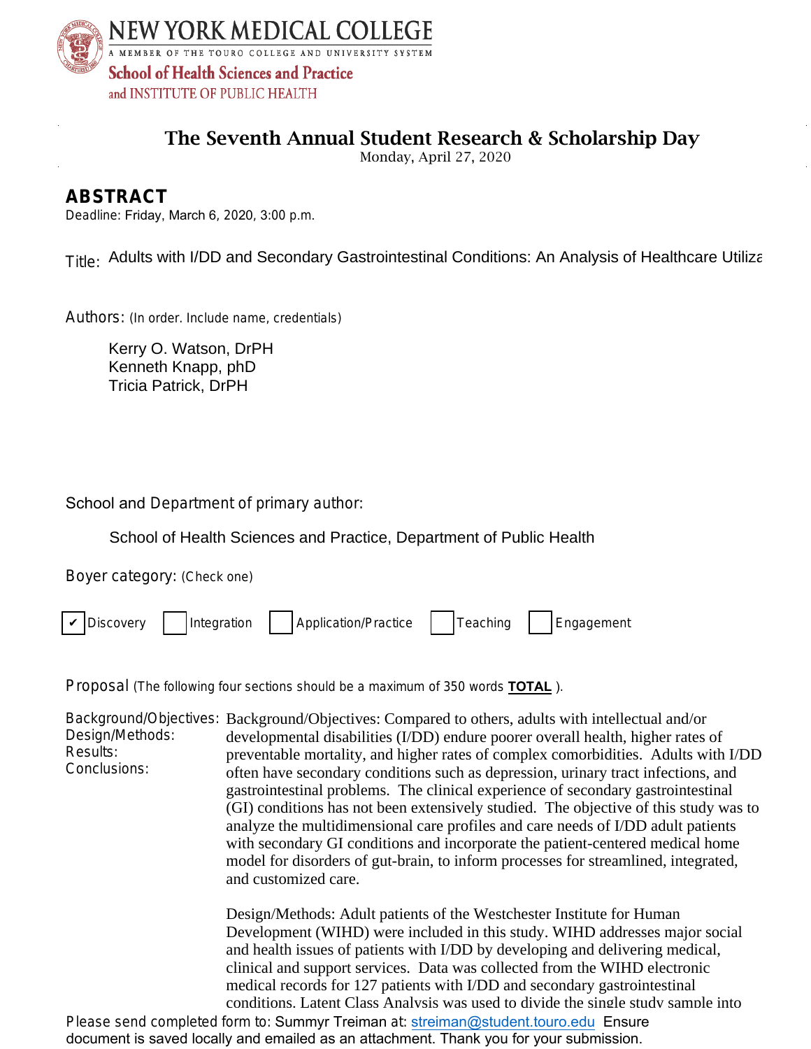# NEW YORK MEDICAL COLLEGE

A MEMBER OF THE TOURO COLLEGE AND UNIVERSITY SYSTEM

**School of Health Sciences and Practice**

and INSTITUTE OF PUBLIC HEALTH

## The Seventh Annual Student Research & Scholarship Day

Monday, April 27, 2020

## ABSTRACT

Deadline: Friday, March 6, 2020, 3:00 p.m.

Title: Adults with I/DD and Secondary Gastrointestinal Conditions: An Analysis of Healthcare Utiliza

Authors: (In order. Include name, credentials)

Kerry O. Watson, DrPH
Kenneth Knapp, phD
Tricia Patrick, DrPH

School and Department of primary author:

School of Health Sciences and Practice, Department of Public Health

Boyer category: (Check one)

- [x] Discovery
- [ ] Integration
- [ ] Application/Practice
- [ ] Teaching
- [ ] Engagement

Proposal (The following four sections should be a maximum of 350 words **TOTAL** ).

Background/Objectives:
Design/Methods:
Results:
Conclusions:

Background/Objectives: Compared to others, adults with intellectual and/or developmental disabilities (I/DD) endure poorer overall health, higher rates of preventable mortality, and higher rates of complex comorbidities. Adults with I/DD often have secondary conditions such as depression, urinary tract infections, and gastrointestinal problems. The clinical experience of secondary gastrointestinal (GI) conditions has not been extensively studied. The objective of this study was to analyze the multidimensional care profiles and care needs of I/DD adult patients with secondary GI conditions and incorporate the patient-centered medical home model for disorders of gut-brain, to inform processes for streamlined, integrated, and customized care.

Design/Methods: Adult patients of the Westchester Institute for Human Development (WIHD) were included in this study. WIHD addresses major social and health issues of patients with I/DD by developing and delivering medical, clinical and support services. Data was collected from the WIHD electronic medical records for 127 patients with I/DD and secondary gastrointestinal conditions. Latent Class Analysis was used to divide the single study sample into

Please send completed form to: Summyr Treiman at: streiman@student.touro.edu Ensure document is saved locally and emailed as an attachment. Thank you for your submission.